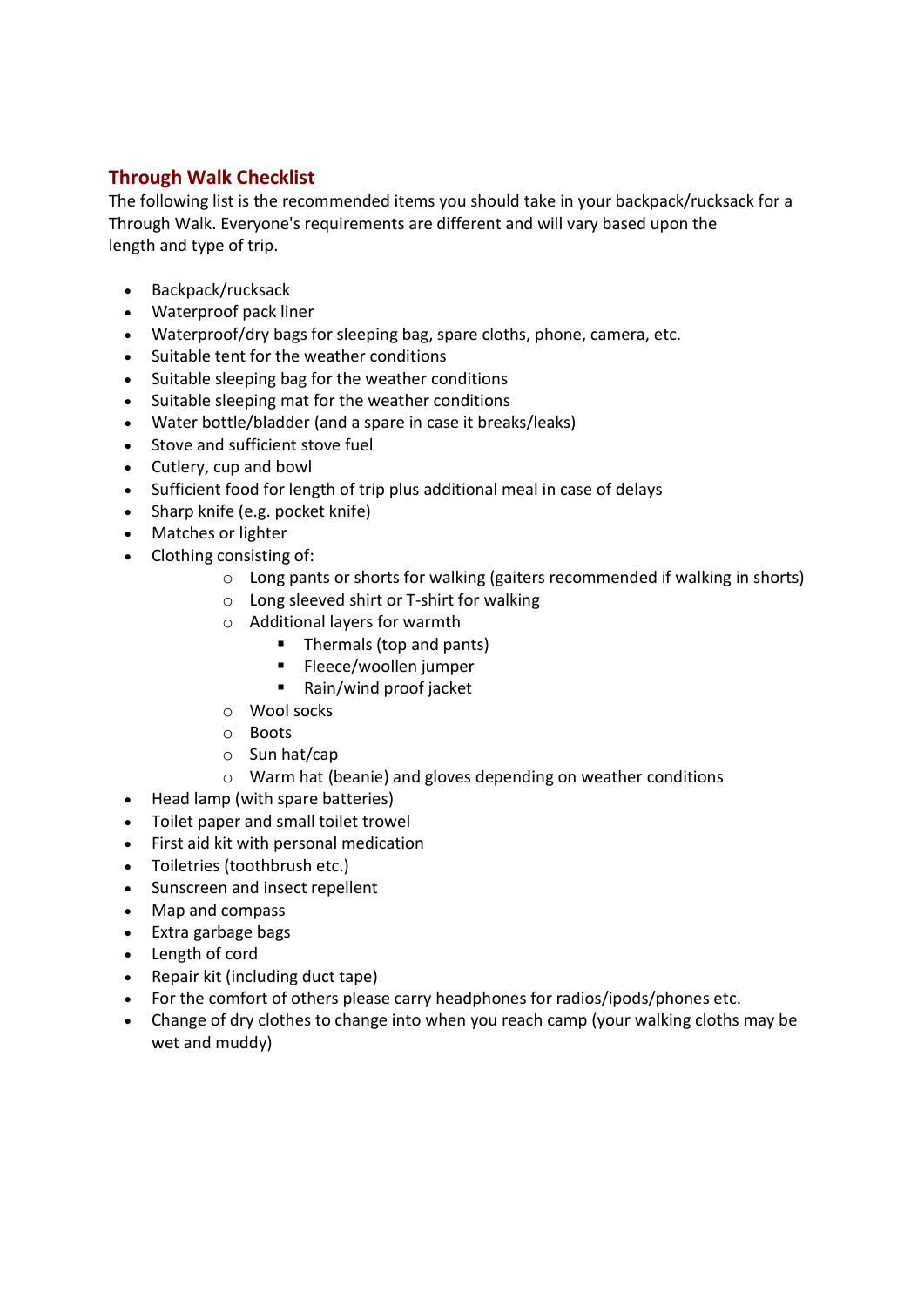## Through Walk Checklist

The following list is the recommended items you should take in your backpack/rucksack for a Through Walk. Everyone's requirements are different and will vary based upon the length and type of trip.

- Backpack/rucksack
- Waterproof pack liner
- Waterproof/dry bags for sleeping bag, spare cloths, phone, camera, etc.
- Suitable tent for the weather conditions
- Suitable sleeping bag for the weather conditions
- Suitable sleeping mat for the weather conditions
- Water bottle/bladder (and a spare in case it breaks/leaks)
- Stove and sufficient stove fuel
- Cutlery, cup and bowl
- Sufficient food for length of trip plus additional meal in case of delays
- Sharp knife (e.g. pocket knife)
- Matches or lighter
- Clothing consisting of:
    - Long pants or shorts for walking (gaiters recommended if walking in shorts)
    - Long sleeved shirt or T-shirt for walking
    - Additional layers for warmth
        - Thermals (top and pants)
        - Fleece/woollen jumper
        - Rain/wind proof jacket
    - Wool socks
    - Boots
    - Sun hat/cap
    - Warm hat (beanie) and gloves depending on weather conditions
- Head lamp (with spare batteries)
- Toilet paper and small toilet trowel
- First aid kit with personal medication
- Toiletries (toothbrush etc.)
- Sunscreen and insect repellent
- Map and compass
- Extra garbage bags
- Length of cord
- Repair kit (including duct tape)
- For the comfort of others please carry headphones for radios/ipods/phones etc.
- Change of dry clothes to change into when you reach camp (your walking cloths may be wet and muddy)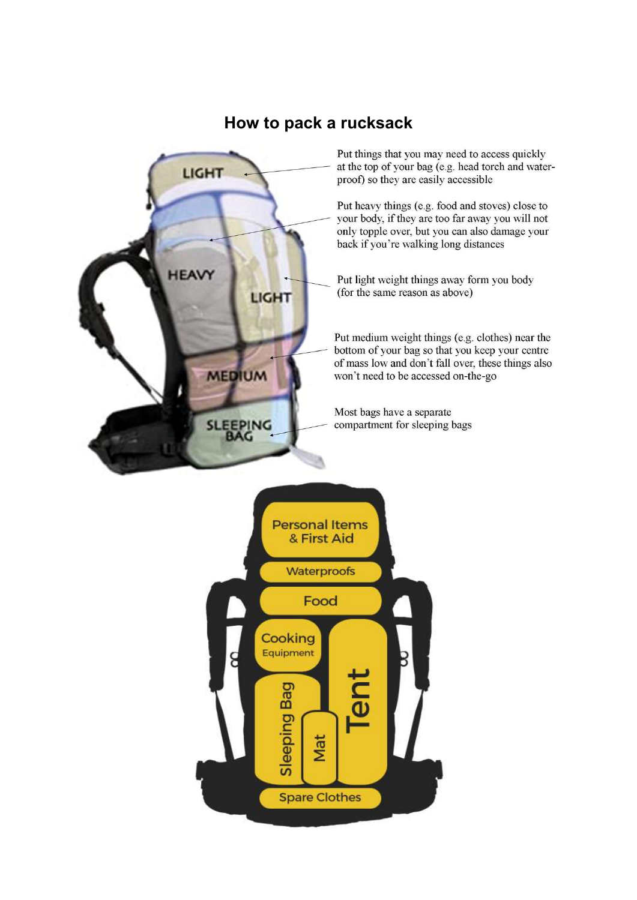# How to pack a rucksack

LIGHT

HEAVY

LIGHT

MEDIUM

SLEEPING BAG

Put things that you may need to access quickly at the top of your bag (e.g. head torch and water-proof) so they are easily accessible

Put heavy things (e.g. food and stoves) close to your body, if they are too far away you will not only topple over, but you can also damage your back if you're walking long distances

Put light weight things away form you body (for the same reason as above)

Put medium weight things (e.g. clothes) near the bottom of your bag so that you keep your centre of mass low and don't fall over, these things also won't need to be accessed on-the-go

Most bags have a separate compartment for sleeping bags

Personal Items & First Aid

Waterproofs

Food

Cooking Equipment

Tent

Sleeping Bag

Mat

Spare Clothes